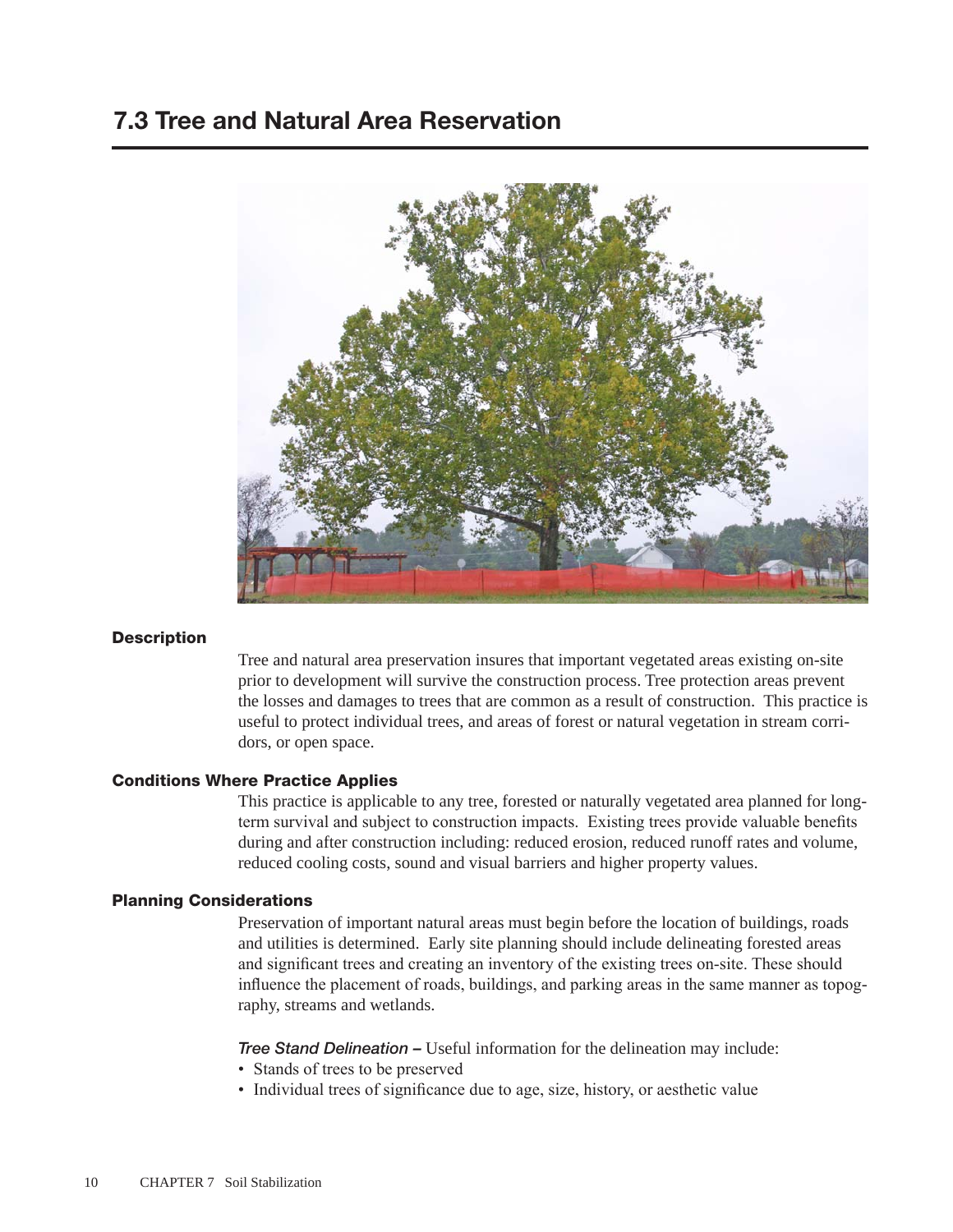## 7.3 Tree and Natural Area Reservation

### Description

Tree and natural area preservation insures that important vegetated areas existing on-site prior to development will survive the construction process. Tree protection areas prevent the losses and damages to trees that are common as a result of construction. This practice is useful to protect individual trees, and areas of forest or natural vegetation in stream corridors, or open space.

### Conditions Where Practice Applies

This practice is applicable to any tree, forested or naturally vegetated area planned for long-term survival and subject to construction impacts. Existing trees provide valuable benefits during and after construction including: reduced erosion, reduced runoff rates and volume, reduced cooling costs, sound and visual barriers and higher property values.

### Planning Considerations

Preservation of important natural areas must begin before the location of buildings, roads and utilities is determined. Early site planning should include delineating forested areas and significant trees and creating an inventory of the existing trees on-site. These should influence the placement of roads, buildings, and parking areas in the same manner as topography, streams and wetlands.

***Tree Stand Delineation –*** Useful information for the delineation may include:

- Stands of trees to be preserved
- Individual trees of significance due to age, size, history, or aesthetic value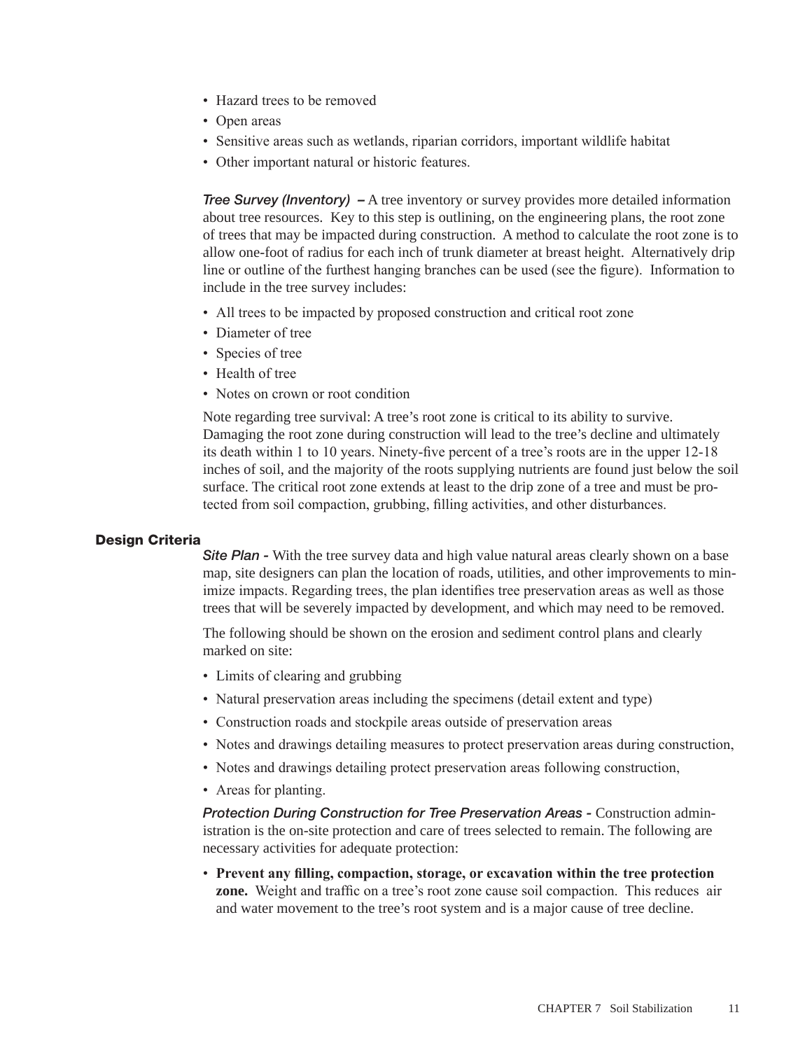- Hazard trees to be removed
- Open areas
- Sensitive areas such as wetlands, riparian corridors, important wildlife habitat
- Other important natural or historic features.

***Tree Survey (Inventory)* –** A tree inventory or survey provides more detailed information about tree resources. Key to this step is outlining, on the engineering plans, the root zone of trees that may be impacted during construction. A method to calculate the root zone is to allow one-foot of radius for each inch of trunk diameter at breast height. Alternatively drip line or outline of the furthest hanging branches can be used (see the figure). Information to include in the tree survey includes:

- All trees to be impacted by proposed construction and critical root zone
- Diameter of tree
- Species of tree
- Health of tree
- Notes on crown or root condition

Note regarding tree survival: A tree's root zone is critical to its ability to survive. Damaging the root zone during construction will lead to the tree's decline and ultimately its death within 1 to 10 years. Ninety-five percent of a tree's roots are in the upper 12-18 inches of soil, and the majority of the roots supplying nutrients are found just below the soil surface. The critical root zone extends at least to the drip zone of a tree and must be protected from soil compaction, grubbing, filling activities, and other disturbances.

## Design Criteria

***Site Plan -*** With the tree survey data and high value natural areas clearly shown on a base map, site designers can plan the location of roads, utilities, and other improvements to minimize impacts. Regarding trees, the plan identifies tree preservation areas as well as those trees that will be severely impacted by development, and which may need to be removed.

The following should be shown on the erosion and sediment control plans and clearly marked on site:

- Limits of clearing and grubbing
- Natural preservation areas including the specimens (detail extent and type)
- Construction roads and stockpile areas outside of preservation areas
- Notes and drawings detailing measures to protect preservation areas during construction,
- Notes and drawings detailing protect preservation areas following construction,
- Areas for planting.

***Protection During Construction for Tree Preservation Areas -*** Construction administration is the on-site protection and care of trees selected to remain. The following are necessary activities for adequate protection:

- **Prevent any filling, compaction, storage, or excavation within the tree protection zone.** Weight and traffic on a tree's root zone cause soil compaction. This reduces air and water movement to the tree's root system and is a major cause of tree decline.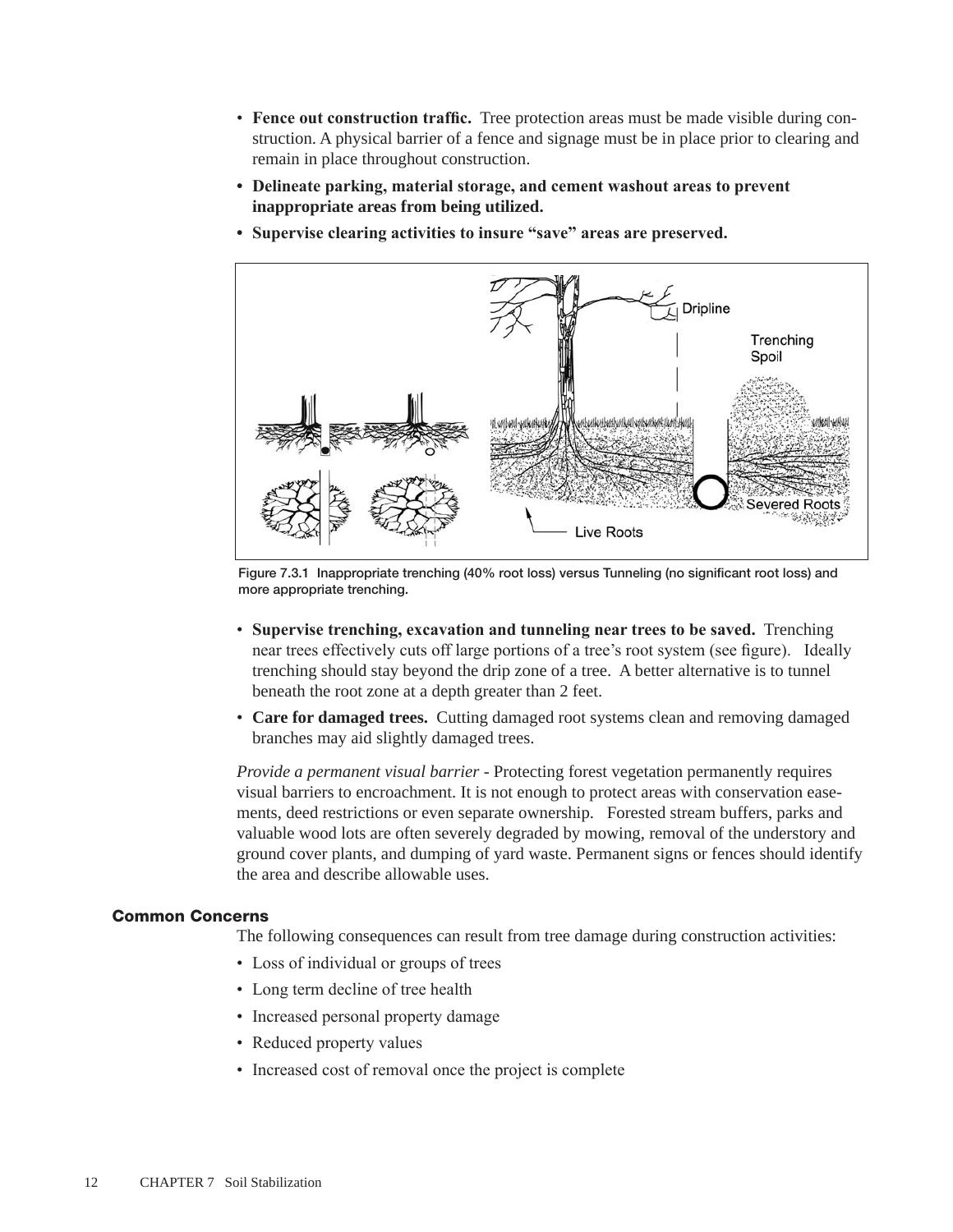- **Fence out construction traffic.** Tree protection areas must be made visible during construction. A physical barrier of a fence and signage must be in place prior to clearing and remain in place throughout construction.
- **Delineate parking, material storage, and cement washout areas to prevent inappropriate areas from being utilized.**
- **Supervise clearing activities to insure "save" areas are preserved.**

Figure 7.3.1 Inappropriate trenching (40% root loss) versus Tunneling (no significant root loss) and more appropriate trenching.

- **Supervise trenching, excavation and tunneling near trees to be saved.** Trenching near trees effectively cuts off large portions of a tree's root system (see figure). Ideally trenching should stay beyond the drip zone of a tree. A better alternative is to tunnel beneath the root zone at a depth greater than 2 feet.
- **Care for damaged trees.** Cutting damaged root systems clean and removing damaged branches may aid slightly damaged trees.

*Provide a permanent visual barrier* - Protecting forest vegetation permanently requires visual barriers to encroachment. It is not enough to protect areas with conservation easements, deed restrictions or even separate ownership. Forested stream buffers, parks and valuable wood lots are often severely degraded by mowing, removal of the understory and ground cover plants, and dumping of yard waste. Permanent signs or fences should identify the area and describe allowable uses.

## Common Concerns

The following consequences can result from tree damage during construction activities:

- Loss of individual or groups of trees
- Long term decline of tree health
- Increased personal property damage
- Reduced property values
- Increased cost of removal once the project is complete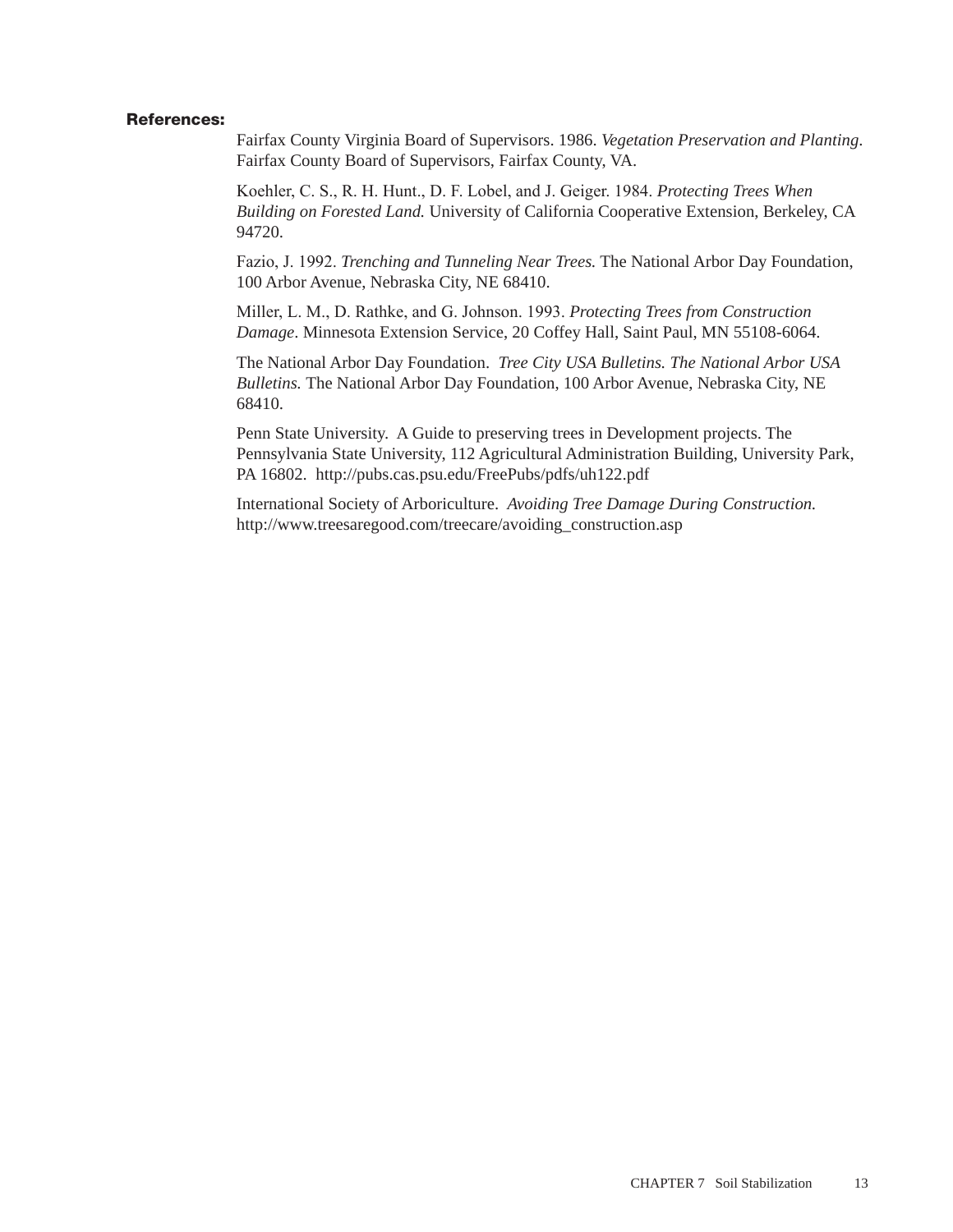**References:**

Fairfax County Virginia Board of Supervisors. 1986. *Vegetation Preservation and Planting*. Fairfax County Board of Supervisors, Fairfax County, VA.

Koehler, C. S., R. H. Hunt., D. F. Lobel, and J. Geiger. 1984. *Protecting Trees When Building on Forested Land.* University of California Cooperative Extension, Berkeley, CA 94720.

Fazio, J. 1992. *Trenching and Tunneling Near Trees.* The National Arbor Day Foundation, 100 Arbor Avenue, Nebraska City, NE 68410.

Miller, L. M., D. Rathke, and G. Johnson. 1993. *Protecting Trees from Construction Damage*. Minnesota Extension Service, 20 Coffey Hall, Saint Paul, MN 55108-6064.

The National Arbor Day Foundation. *Tree City USA Bulletins. The National Arbor USA Bulletins.* The National Arbor Day Foundation, 100 Arbor Avenue, Nebraska City, NE 68410.

Penn State University. A Guide to preserving trees in Development projects. The Pennsylvania State University, 112 Agricultural Administration Building, University Park, PA 16802. http://pubs.cas.psu.edu/FreePubs/pdfs/uh122.pdf

International Society of Arboriculture. *Avoiding Tree Damage During Construction.* http://www.treesaregood.com/treecare/avoiding_construction.asp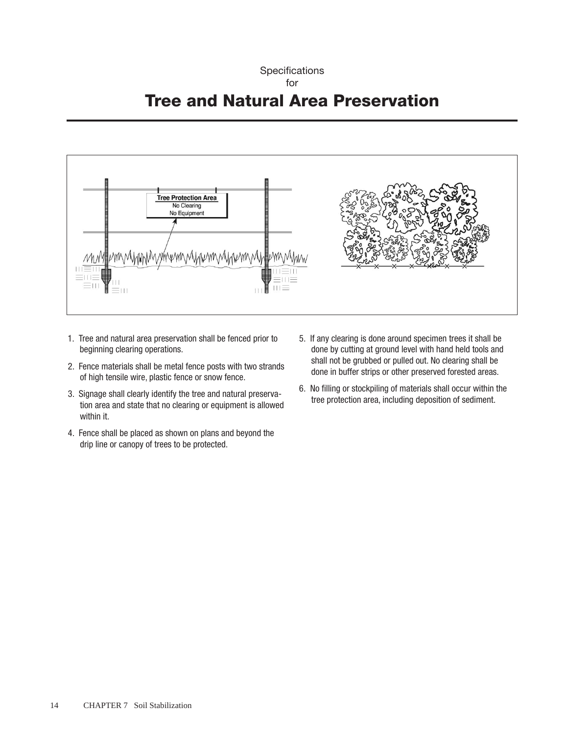Specifications
for

# Tree and Natural Area Preservation

1. Tree and natural area preservation shall be fenced prior to beginning clearing operations.
2. Fence materials shall be metal fence posts with two strands of high tensile wire, plastic fence or snow fence.
3. Signage shall clearly identify the tree and natural preservation area and state that no clearing or equipment is allowed within it.
4. Fence shall be placed as shown on plans and beyond the drip line or canopy of trees to be protected.
5. If any clearing is done around specimen trees it shall be done by cutting at ground level with hand held tools and shall not be grubbed or pulled out. No clearing shall be done in buffer strips or other preserved forested areas.
6. No filling or stockpiling of materials shall occur within the tree protection area, including deposition of sediment.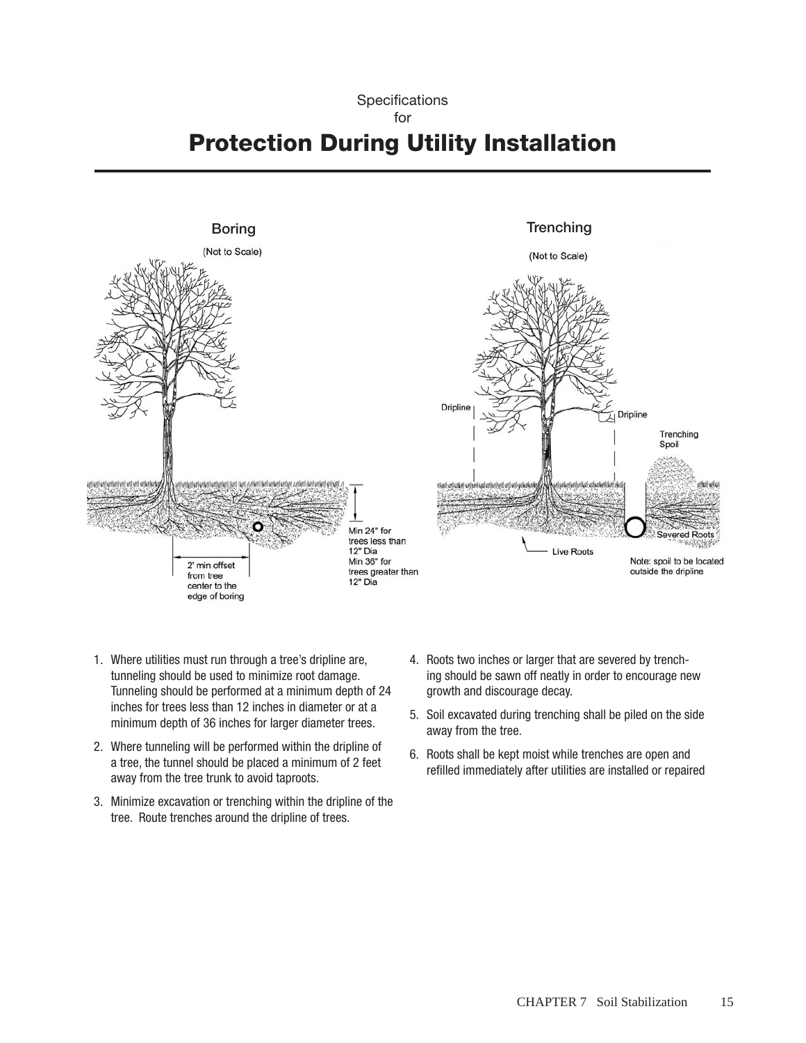Specifications
for

# Protection During Utility Installation

Boring

(Not to Scale)

Min 24" for trees less than 12" Dia
Min 36" for trees greater than 12" Dia

2' min offset from tree center to the edge of boring

Trenching

(Not to Scale)

Dripline

Dripline

Trenching Spoil

Severed Roots

Live Roots

Note: spoil to be located outside the dripline

1. Where utilities must run through a tree's dripline are, tunneling should be used to minimize root damage. Tunneling should be performed at a minimum depth of 24 inches for trees less than 12 inches in diameter or at a minimum depth of 36 inches for larger diameter trees.
2. Where tunneling will be performed within the dripline of a tree, the tunnel should be placed a minimum of 2 feet away from the tree trunk to avoid taproots.
3. Minimize excavation or trenching within the dripline of the tree. Route trenches around the dripline of trees.
4. Roots two inches or larger that are severed by trenching should be sawn off neatly in order to encourage new growth and discourage decay.
5. Soil excavated during trenching shall be piled on the side away from the tree.
6. Roots shall be kept moist while trenches are open and refilled immediately after utilities are installed or repaired